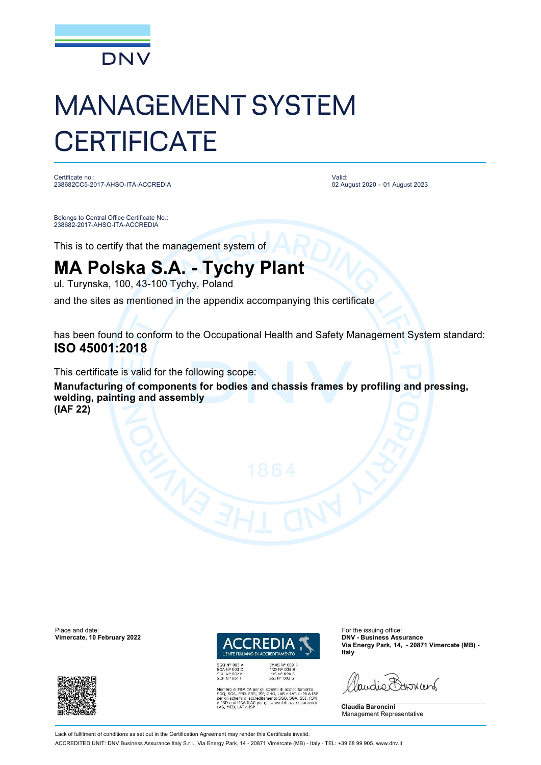DNV

# MANAGEMENT SYSTEM CERTIFICATE

Certificate no.:
238682CC5-2017-AHSO-ITA-ACCREDIA

Valid:
02 August 2020 – 01 August 2023

Belongs to Central Office Certificate No.:
238682-2017-AHSO-ITA-ACCREDIA

This is to certify that the management system of

## MA Polska S.A. - Tychy Plant

ul. Turynska, 100, 43-100 Tychy, Poland

and the sites as mentioned in the appendix accompanying this certificate

has been found to conform to the Occupational Health and Safety Management System standard:
**ISO 45001:2018**

This certificate is valid for the following scope:

**Manufacturing of components for bodies and chassis frames by profiling and pressing, welding, painting and assembly**
**(IAF 22)**

Place and date:
**Vimercate, 10 February 2022**

ACCREDIA
L'ENTE ITALIANO DI ACCREDITAMENTO

SGQ N° 003 A
SGA N° 003 D
SGE N° 007 M
SCR N° 004 F

EMAS N° 009 P
PRD N° 003 B
PRS N° 094 C
SSI N° 002 G

Membro di MLA EA per gli schemi di accreditamento SGQ, SGA, PRD, PRS, ISP, GHG, LAB e LAT, di MLA IAF per gli schemi di accreditamento SGQ, SGA, SSI, FSM e PRD e di MRA ILAC per gli schemi di accreditamento LAB, MED, LAT e ISP

For the issuing office:
**DNV - Business Assurance**
**Via Energy Park, 14, - 20871 Vimercate (MB) - Italy**

**Claudia Baroncini**
Management Representative

Lack of fulfilment of conditions as set out in the Certification Agreement may render this Certificate invalid.

ACCREDITED UNIT: DNV Business Assurance Italy S.r.l., Via Energy Park, 14 - 20871 Vimercate (MB) - Italy - TEL: +39 68 99 905. www.dnv.it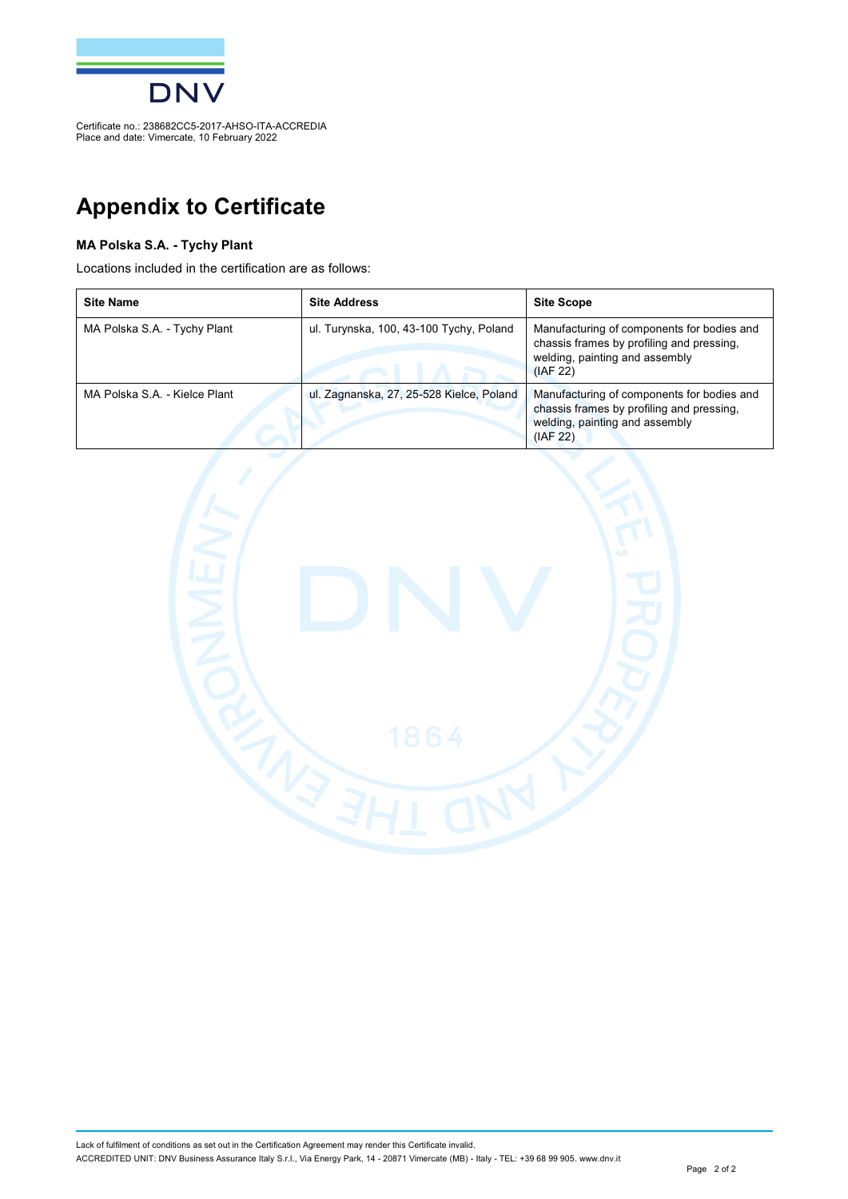Certificate no.: 238682CC5-2017-AHSO-ITA-ACCREDIA
Place and date: Vimercate, 10 February 2022

# Appendix to Certificate

**MA Polska S.A. - Tychy Plant**

Locations included in the certification are as follows:

| Site Name | Site Address | Site Scope |
| --- | --- | --- |
| MA Polska S.A. - Tychy Plant | ul. Turynska, 100, 43-100 Tychy, Poland | Manufacturing of components for bodies and chassis frames by profiling and pressing, welding, painting and assembly (IAF 22) |
| MA Polska S.A. - Kielce Plant | ul. Zagnanska, 27, 25-528 Kielce, Poland | Manufacturing of components for bodies and chassis frames by profiling and pressing, welding, painting and assembly (IAF 22) |

Lack of fulfilment of conditions as set out in the Certification Agreement may render this Certificate invalid.

ACCREDITED UNIT: DNV Business Assurance Italy S.r.l., Via Energy Park, 14 - 20871 Vimercate (MB) - Italy - TEL: +39 68 99 905. www.dnv.it